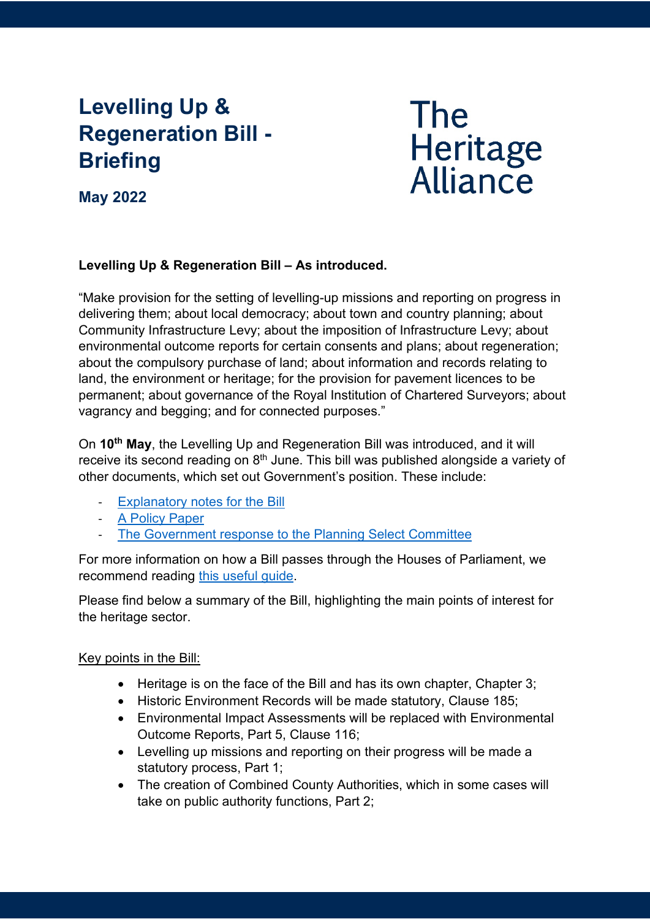# Levelling Up & Regeneration Bill - Briefing

The Heritage Alliance

**May 2022**

**Levelling Up & Regeneration Bill – As introduced.**

"Make provision for the setting of levelling-up missions and reporting on progress in delivering them; about local democracy; about town and country planning; about Community Infrastructure Levy; about the imposition of Infrastructure Levy; about environmental outcome reports for certain consents and plans; about regeneration; about the compulsory purchase of land; about information and records relating to land, the environment or heritage; for the provision for pavement licences to be permanent; about governance of the Royal Institution of Chartered Surveyors; about vagrancy and begging; and for connected purposes."

On **10th May**, the Levelling Up and Regeneration Bill was introduced, and it will receive its second reading on 8th June. This bill was published alongside a variety of other documents, which set out Government's position. These include:

- Explanatory notes for the Bill
- A Policy Paper
- The Government response to the Planning Select Committee

For more information on how a Bill passes through the Houses of Parliament, we recommend reading this useful guide.

Please find below a summary of the Bill, highlighting the main points of interest for the heritage sector.

Key points in the Bill:

- Heritage is on the face of the Bill and has its own chapter, Chapter 3;
- Historic Environment Records will be made statutory, Clause 185;
- Environmental Impact Assessments will be replaced with Environmental Outcome Reports, Part 5, Clause 116;
- Levelling up missions and reporting on their progress will be made a statutory process, Part 1;
- The creation of Combined County Authorities, which in some cases will take on public authority functions, Part 2;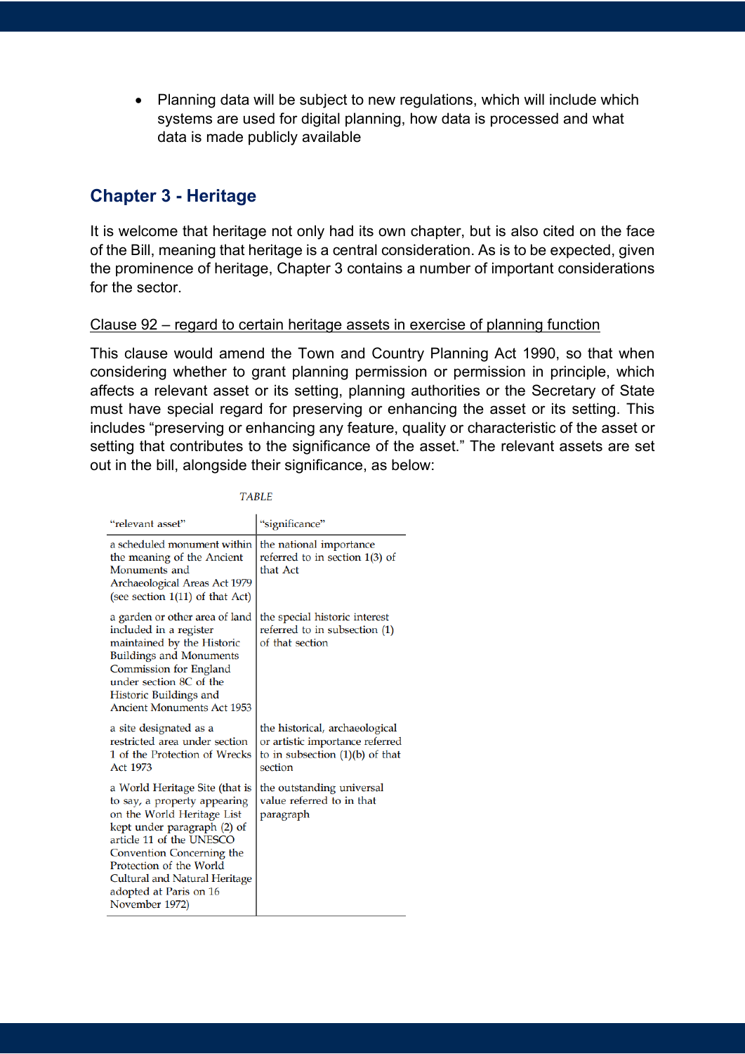- Planning data will be subject to new regulations, which will include which systems are used for digital planning, how data is processed and what data is made publicly available

## Chapter 3 - Heritage

It is welcome that heritage not only had its own chapter, but is also cited on the face of the Bill, meaning that heritage is a central consideration. As is to be expected, given the prominence of heritage, Chapter 3 contains a number of important considerations for the sector.

<u>Clause 92 – regard to certain heritage assets in exercise of planning function</u>

This clause would amend the Town and Country Planning Act 1990, so that when considering whether to grant planning permission or permission in principle, which affects a relevant asset or its setting, planning authorities or the Secretary of State must have special regard for preserving or enhancing the asset or its setting. This includes "preserving or enhancing any feature, quality or characteristic of the asset or setting that contributes to the significance of the asset." The relevant assets are set out in the bill, alongside their significance, as below:

*TABLE*

| "relevant asset" | "significance" |
| --- | --- |
| a scheduled monument within the meaning of the Ancient Monuments and Archaeological Areas Act 1979 (see section 1(11) of that Act) | the national importance referred to in section 1(3) of that Act |
| a garden or other area of land included in a register maintained by the Historic Buildings and Monuments Commission for England under section 8C of the Historic Buildings and Ancient Monuments Act 1953 | the special historic interest referred to in subsection (1) of that section |
| a site designated as a restricted area under section 1 of the Protection of Wrecks Act 1973 | the historical, archaeological or artistic importance referred to in subsection (1)(b) of that section |
| a World Heritage Site (that is to say, a property appearing on the World Heritage List kept under paragraph (2) of article 11 of the UNESCO Convention Concerning the Protection of the World Cultural and Natural Heritage adopted at Paris on 16 November 1972) | the outstanding universal value referred to in that paragraph |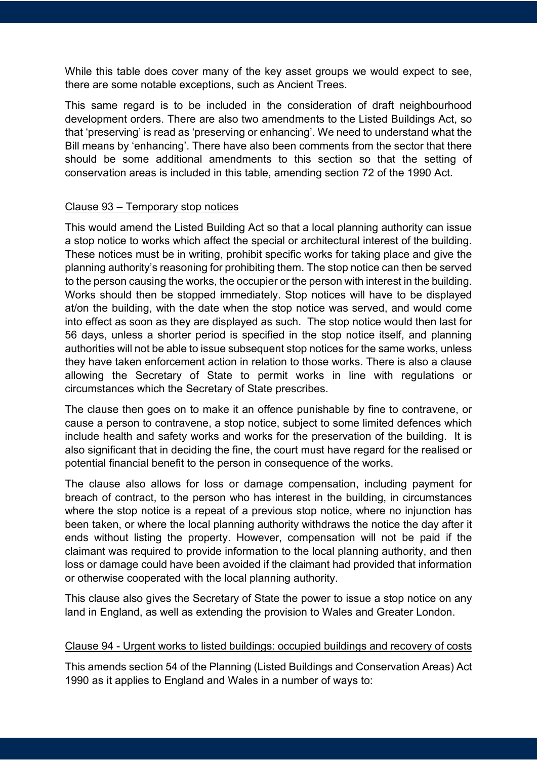While this table does cover many of the key asset groups we would expect to see, there are some notable exceptions, such as Ancient Trees.

This same regard is to be included in the consideration of draft neighbourhood development orders. There are also two amendments to the Listed Buildings Act, so that 'preserving' is read as 'preserving or enhancing'. We need to understand what the Bill means by 'enhancing'. There have also been comments from the sector that there should be some additional amendments to this section so that the setting of conservation areas is included in this table, amending section 72 of the 1990 Act.

<u>Clause 93 – Temporary stop notices</u>

This would amend the Listed Building Act so that a local planning authority can issue a stop notice to works which affect the special or architectural interest of the building. These notices must be in writing, prohibit specific works for taking place and give the planning authority's reasoning for prohibiting them. The stop notice can then be served to the person causing the works, the occupier or the person with interest in the building. Works should then be stopped immediately. Stop notices will have to be displayed at/on the building, with the date when the stop notice was served, and would come into effect as soon as they are displayed as such. The stop notice would then last for 56 days, unless a shorter period is specified in the stop notice itself, and planning authorities will not be able to issue subsequent stop notices for the same works, unless they have taken enforcement action in relation to those works. There is also a clause allowing the Secretary of State to permit works in line with regulations or circumstances which the Secretary of State prescribes.

The clause then goes on to make it an offence punishable by fine to contravene, or cause a person to contravene, a stop notice, subject to some limited defences which include health and safety works and works for the preservation of the building. It is also significant that in deciding the fine, the court must have regard for the realised or potential financial benefit to the person in consequence of the works.

The clause also allows for loss or damage compensation, including payment for breach of contract, to the person who has interest in the building, in circumstances where the stop notice is a repeat of a previous stop notice, where no injunction has been taken, or where the local planning authority withdraws the notice the day after it ends without listing the property. However, compensation will not be paid if the claimant was required to provide information to the local planning authority, and then loss or damage could have been avoided if the claimant had provided that information or otherwise cooperated with the local planning authority.

This clause also gives the Secretary of State the power to issue a stop notice on any land in England, as well as extending the provision to Wales and Greater London.

<u>Clause 94 - Urgent works to listed buildings: occupied buildings and recovery of costs</u>

This amends section 54 of the Planning (Listed Buildings and Conservation Areas) Act 1990 as it applies to England and Wales in a number of ways to: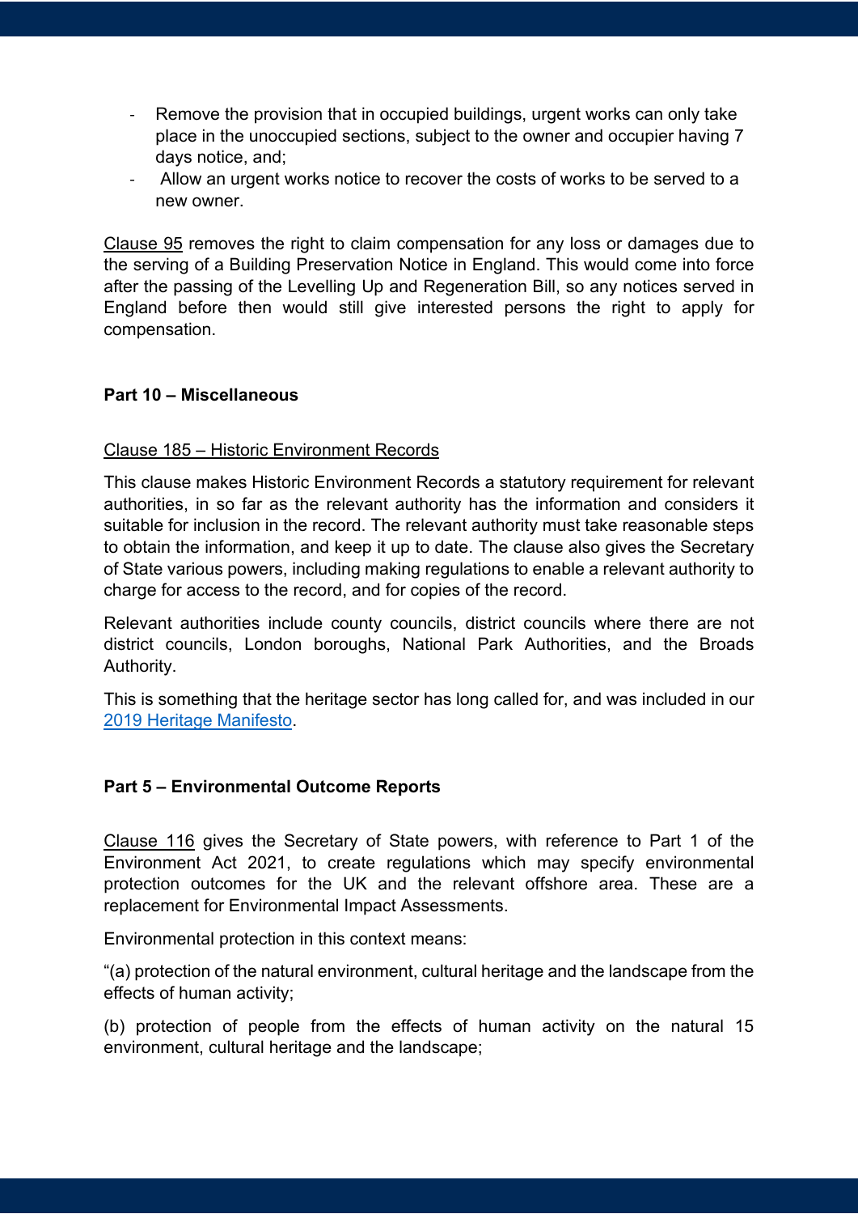- Remove the provision that in occupied buildings, urgent works can only take place in the unoccupied sections, subject to the owner and occupier having 7 days notice, and;
- Allow an urgent works notice to recover the costs of works to be served to a new owner.

Clause 95 removes the right to claim compensation for any loss or damages due to the serving of a Building Preservation Notice in England. This would come into force after the passing of the Levelling Up and Regeneration Bill, so any notices served in England before then would still give interested persons the right to apply for compensation.

**Part 10 – Miscellaneous**

Clause 185 – Historic Environment Records

This clause makes Historic Environment Records a statutory requirement for relevant authorities, in so far as the relevant authority has the information and considers it suitable for inclusion in the record. The relevant authority must take reasonable steps to obtain the information, and keep it up to date. The clause also gives the Secretary of State various powers, including making regulations to enable a relevant authority to charge for access to the record, and for copies of the record.

Relevant authorities include county councils, district councils where there are not district councils, London boroughs, National Park Authorities, and the Broads Authority.

This is something that the heritage sector has long called for, and was included in our [2019 Heritage Manifesto](#).

**Part 5 – Environmental Outcome Reports**

Clause 116 gives the Secretary of State powers, with reference to Part 1 of the Environment Act 2021, to create regulations which may specify environmental protection outcomes for the UK and the relevant offshore area. These are a replacement for Environmental Impact Assessments.

Environmental protection in this context means:

"(a) protection of the natural environment, cultural heritage and the landscape from the effects of human activity;

(b) protection of people from the effects of human activity on the natural 15 environment, cultural heritage and the landscape;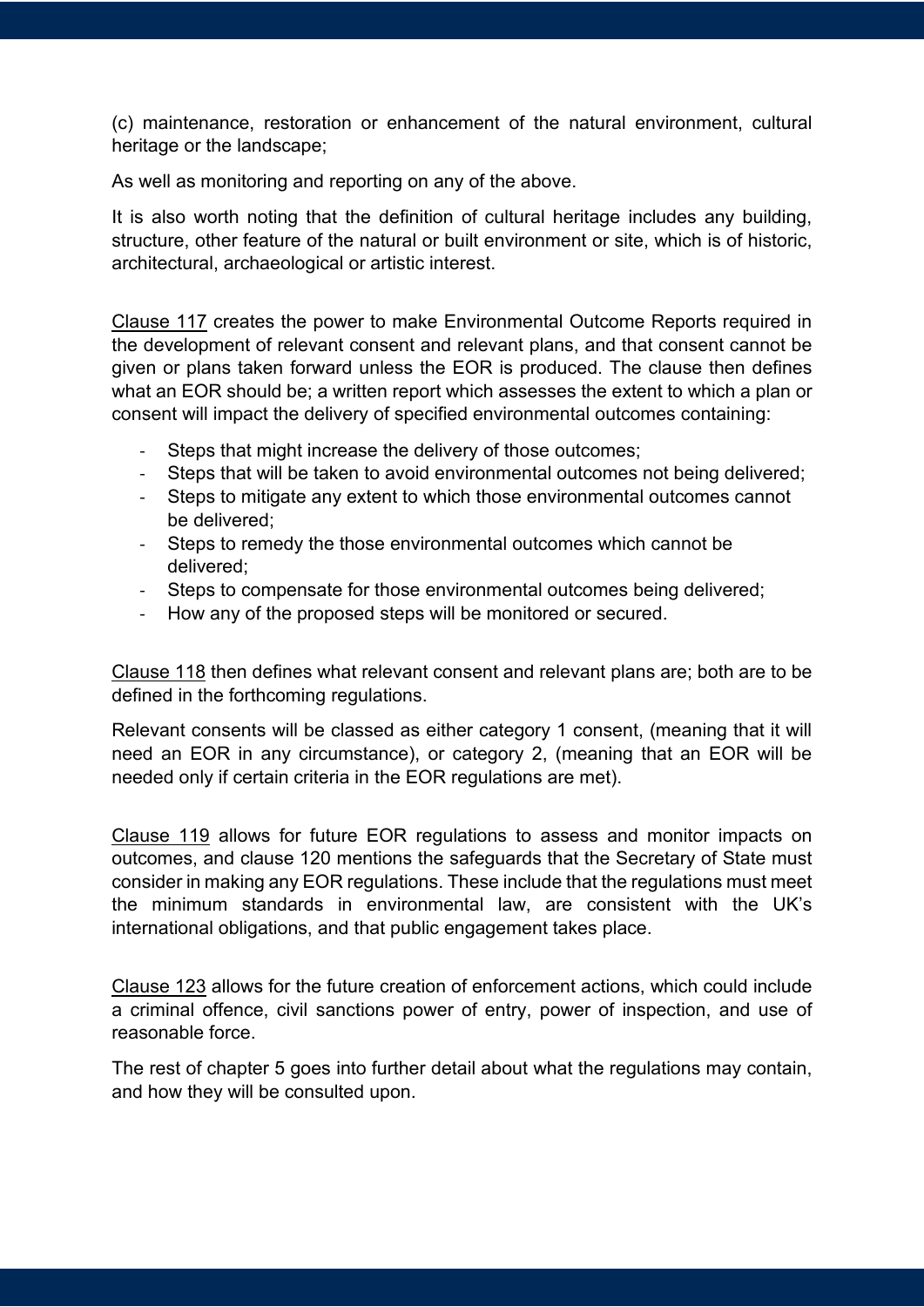(c) maintenance, restoration or enhancement of the natural environment, cultural heritage or the landscape;

As well as monitoring and reporting on any of the above.

It is also worth noting that the definition of cultural heritage includes any building, structure, other feature of the natural or built environment or site, which is of historic, architectural, archaeological or artistic interest.

Clause 117 creates the power to make Environmental Outcome Reports required in the development of relevant consent and relevant plans, and that consent cannot be given or plans taken forward unless the EOR is produced. The clause then defines what an EOR should be; a written report which assesses the extent to which a plan or consent will impact the delivery of specified environmental outcomes containing:

- Steps that might increase the delivery of those outcomes;
- Steps that will be taken to avoid environmental outcomes not being delivered;
- Steps to mitigate any extent to which those environmental outcomes cannot be delivered;
- Steps to remedy the those environmental outcomes which cannot be delivered;
- Steps to compensate for those environmental outcomes being delivered;
- How any of the proposed steps will be monitored or secured.

Clause 118 then defines what relevant consent and relevant plans are; both are to be defined in the forthcoming regulations.

Relevant consents will be classed as either category 1 consent, (meaning that it will need an EOR in any circumstance), or category 2, (meaning that an EOR will be needed only if certain criteria in the EOR regulations are met).

Clause 119 allows for future EOR regulations to assess and monitor impacts on outcomes, and clause 120 mentions the safeguards that the Secretary of State must consider in making any EOR regulations. These include that the regulations must meet the minimum standards in environmental law, are consistent with the UK's international obligations, and that public engagement takes place.

Clause 123 allows for the future creation of enforcement actions, which could include a criminal offence, civil sanctions power of entry, power of inspection, and use of reasonable force.

The rest of chapter 5 goes into further detail about what the regulations may contain, and how they will be consulted upon.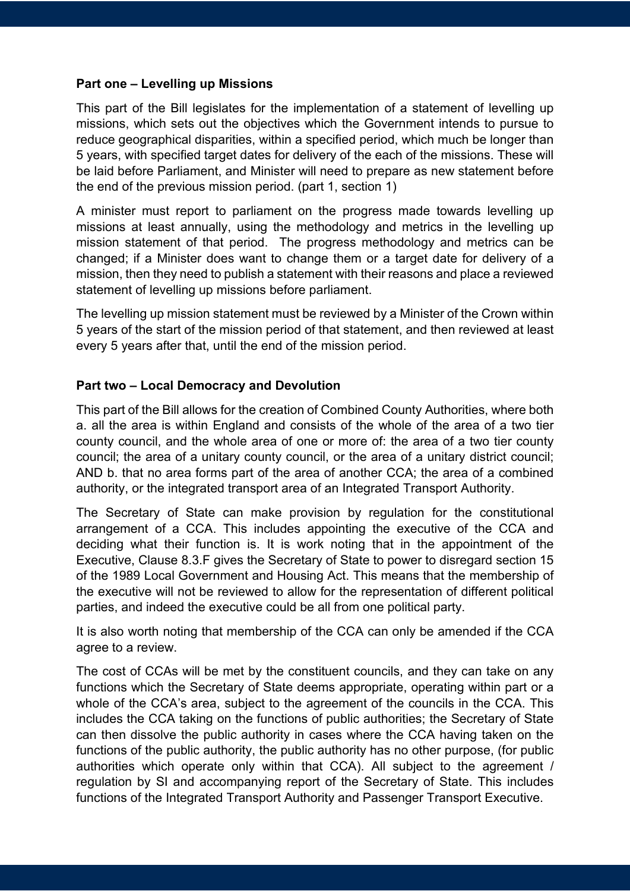**Part one – Levelling up Missions**

This part of the Bill legislates for the implementation of a statement of levelling up missions, which sets out the objectives which the Government intends to pursue to reduce geographical disparities, within a specified period, which much be longer than 5 years, with specified target dates for delivery of the each of the missions. These will be laid before Parliament, and Minister will need to prepare as new statement before the end of the previous mission period. (part 1, section 1)

A minister must report to parliament on the progress made towards levelling up missions at least annually, using the methodology and metrics in the levelling up mission statement of that period. The progress methodology and metrics can be changed; if a Minister does want to change them or a target date for delivery of a mission, then they need to publish a statement with their reasons and place a reviewed statement of levelling up missions before parliament.

The levelling up mission statement must be reviewed by a Minister of the Crown within 5 years of the start of the mission period of that statement, and then reviewed at least every 5 years after that, until the end of the mission period.

**Part two – Local Democracy and Devolution**

This part of the Bill allows for the creation of Combined County Authorities, where both a. all the area is within England and consists of the whole of the area of a two tier county council, and the whole area of one or more of: the area of a two tier county council; the area of a unitary county council, or the area of a unitary district council; AND b. that no area forms part of the area of another CCA; the area of a combined authority, or the integrated transport area of an Integrated Transport Authority.

The Secretary of State can make provision by regulation for the constitutional arrangement of a CCA. This includes appointing the executive of the CCA and deciding what their function is. It is work noting that in the appointment of the Executive, Clause 8.3.F gives the Secretary of State to power to disregard section 15 of the 1989 Local Government and Housing Act. This means that the membership of the executive will not be reviewed to allow for the representation of different political parties, and indeed the executive could be all from one political party.

It is also worth noting that membership of the CCA can only be amended if the CCA agree to a review.

The cost of CCAs will be met by the constituent councils, and they can take on any functions which the Secretary of State deems appropriate, operating within part or a whole of the CCA's area, subject to the agreement of the councils in the CCA. This includes the CCA taking on the functions of public authorities; the Secretary of State can then dissolve the public authority in cases where the CCA having taken on the functions of the public authority, the public authority has no other purpose, (for public authorities which operate only within that CCA). All subject to the agreement / regulation by SI and accompanying report of the Secretary of State. This includes functions of the Integrated Transport Authority and Passenger Transport Executive.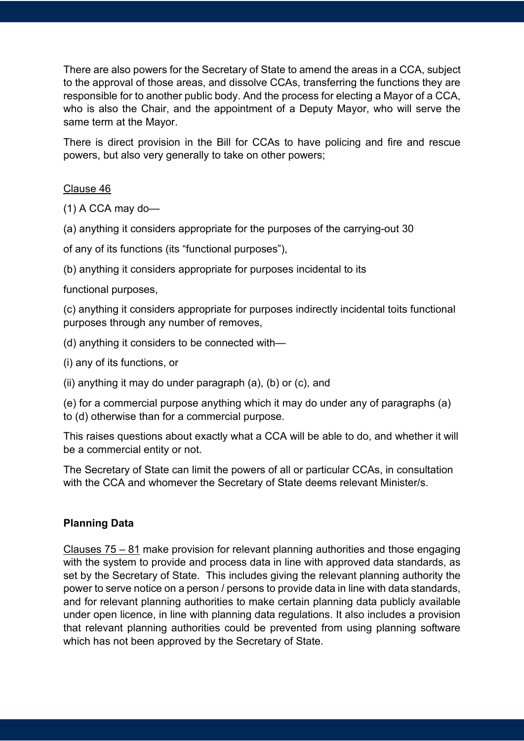There are also powers for the Secretary of State to amend the areas in a CCA, subject to the approval of those areas, and dissolve CCAs, transferring the functions they are responsible for to another public body. And the process for electing a Mayor of a CCA, who is also the Chair, and the appointment of a Deputy Mayor, who will serve the same term at the Mayor.

There is direct provision in the Bill for CCAs to have policing and fire and rescue powers, but also very generally to take on other powers;

<u>Clause 46</u>

(1) A CCA may do—

(a) anything it considers appropriate for the purposes of the carrying-out 30

of any of its functions (its "functional purposes"),

(b) anything it considers appropriate for purposes incidental to its

functional purposes,

(c) anything it considers appropriate for purposes indirectly incidental toits functional purposes through any number of removes,

(d) anything it considers to be connected with—

(i) any of its functions, or

(ii) anything it may do under paragraph (a), (b) or (c), and

(e) for a commercial purpose anything which it may do under any of paragraphs (a) to (d) otherwise than for a commercial purpose.

This raises questions about exactly what a CCA will be able to do, and whether it will be a commercial entity or not.

The Secretary of State can limit the powers of all or particular CCAs, in consultation with the CCA and whomever the Secretary of State deems relevant Minister/s.

**Planning Data**

<u>Clauses 75 – 81</u> make provision for relevant planning authorities and those engaging with the system to provide and process data in line with approved data standards, as set by the Secretary of State. This includes giving the relevant planning authority the power to serve notice on a person / persons to provide data in line with data standards, and for relevant planning authorities to make certain planning data publicly available under open licence, in line with planning data regulations. It also includes a provision that relevant planning authorities could be prevented from using planning software which has not been approved by the Secretary of State.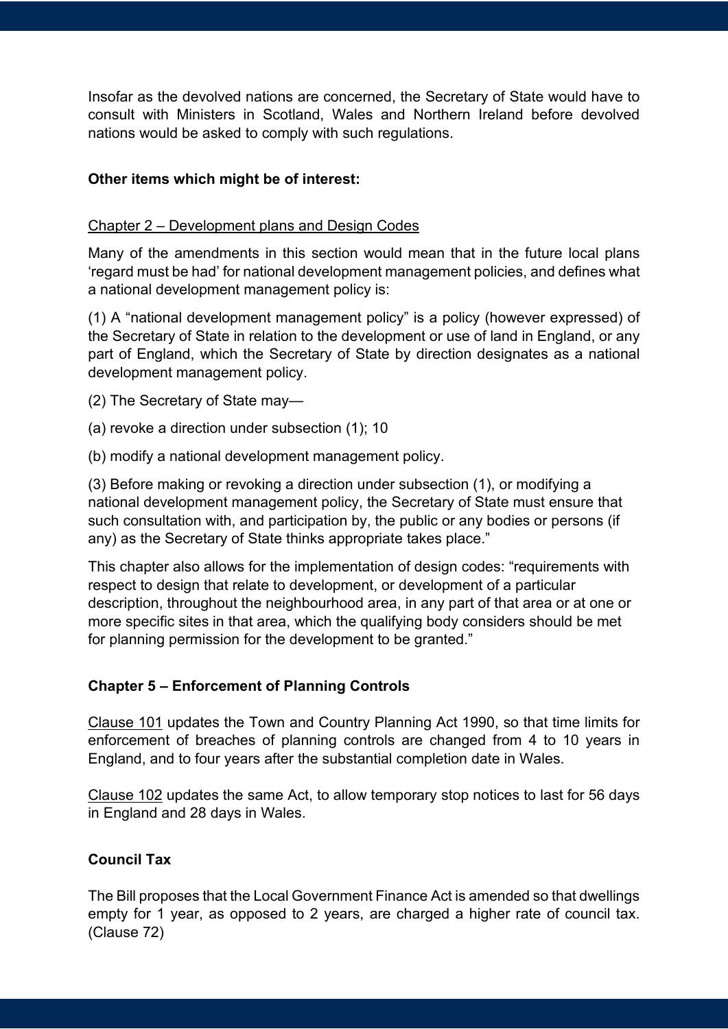Insofar as the devolved nations are concerned, the Secretary of State would have to consult with Ministers in Scotland, Wales and Northern Ireland before devolved nations would be asked to comply with such regulations.

**Other items which might be of interest:**

Chapter 2 – Development plans and Design Codes

Many of the amendments in this section would mean that in the future local plans 'regard must be had' for national development management policies, and defines what a national development management policy is:

(1) A "national development management policy" is a policy (however expressed) of the Secretary of State in relation to the development or use of land in England, or any part of England, which the Secretary of State by direction designates as a national development management policy.

(2) The Secretary of State may—

(a) revoke a direction under subsection (1); 10

(b) modify a national development management policy.

(3) Before making or revoking a direction under subsection (1), or modifying a national development management policy, the Secretary of State must ensure that such consultation with, and participation by, the public or any bodies or persons (if any) as the Secretary of State thinks appropriate takes place."

This chapter also allows for the implementation of design codes: "requirements with respect to design that relate to development, or development of a particular description, throughout the neighbourhood area, in any part of that area or at one or more specific sites in that area, which the qualifying body considers should be met for planning permission for the development to be granted."

**Chapter 5 – Enforcement of Planning Controls**

Clause 101 updates the Town and Country Planning Act 1990, so that time limits for enforcement of breaches of planning controls are changed from 4 to 10 years in England, and to four years after the substantial completion date in Wales.

Clause 102 updates the same Act, to allow temporary stop notices to last for 56 days in England and 28 days in Wales.

**Council Tax**

The Bill proposes that the Local Government Finance Act is amended so that dwellings empty for 1 year, as opposed to 2 years, are charged a higher rate of council tax. (Clause 72)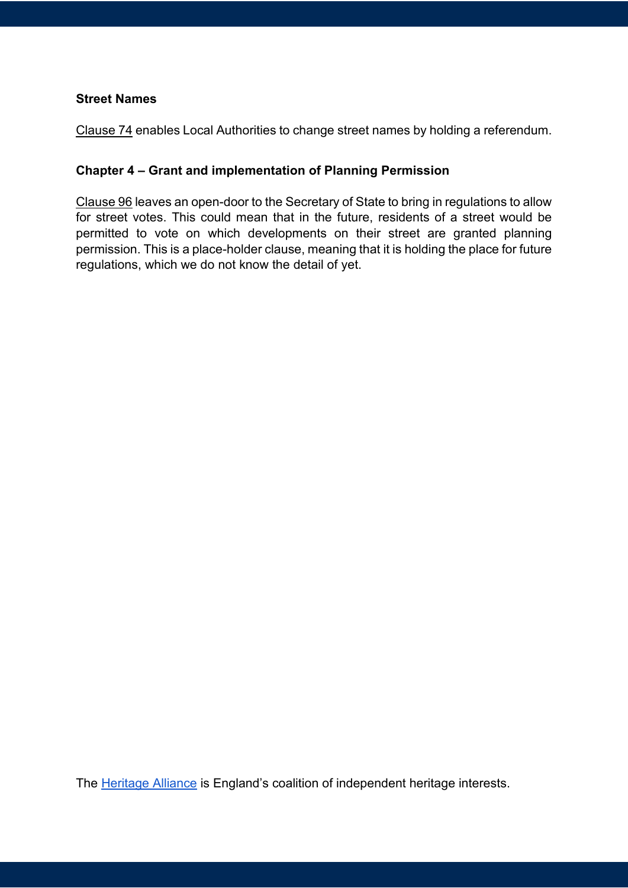**Street Names**

Clause 74 enables Local Authorities to change street names by holding a referendum.

**Chapter 4 – Grant and implementation of Planning Permission**

Clause 96 leaves an open-door to the Secretary of State to bring in regulations to allow for street votes. This could mean that in the future, residents of a street would be permitted to vote on which developments on their street are granted planning permission. This is a place-holder clause, meaning that it is holding the place for future regulations, which we do not know the detail of yet.

The Heritage Alliance is England's coalition of independent heritage interests.